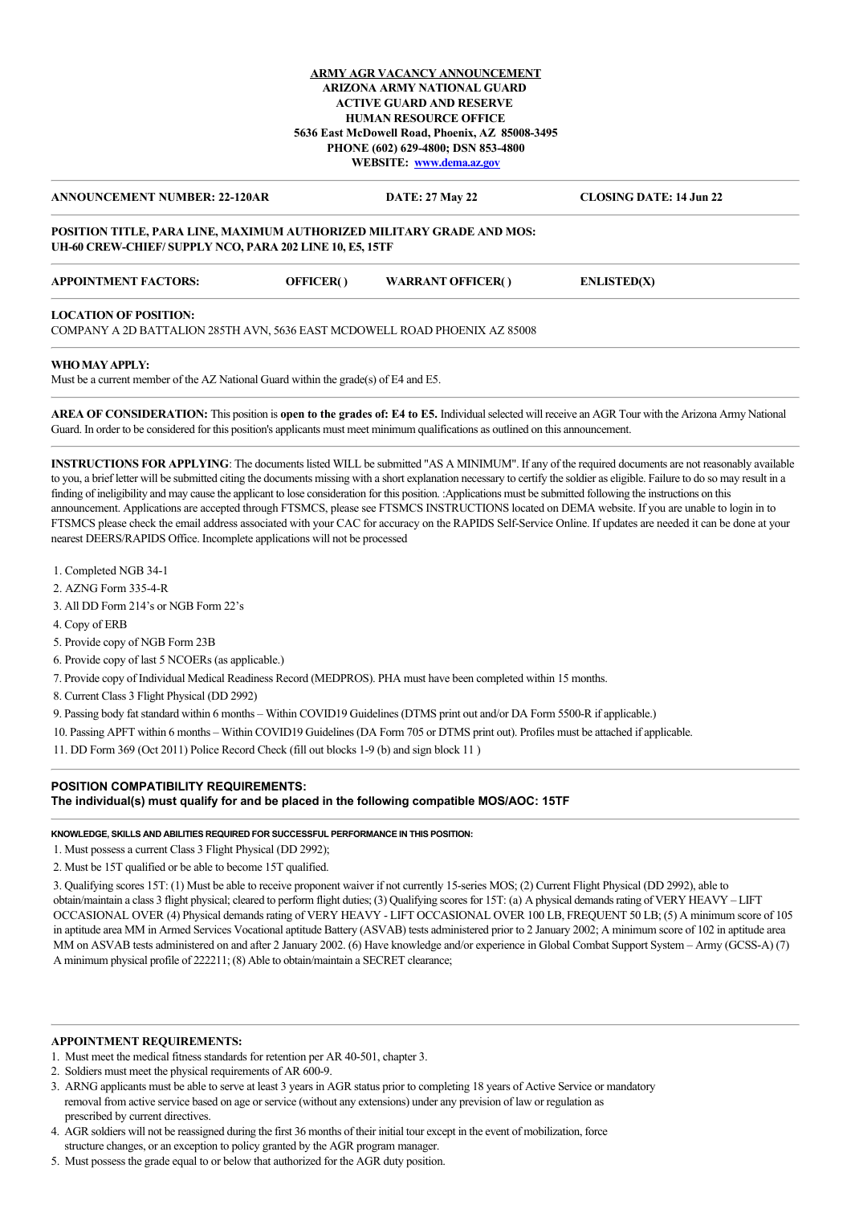**ARMY AGR VACANCY ANNOUNCEMENT**
**ARIZONA ARMY NATIONAL GUARD**
**ACTIVE GUARD AND RESERVE**
**HUMAN RESOURCE OFFICE**
**5636 East McDowell Road, Phoenix, AZ 85008-3495**
**PHONE (602) 629-4800; DSN 853-4800**
**WEBSITE: www.dema.az.gov**

---

**ANNOUNCEMENT NUMBER: 22-120AR** **DATE: 27 May 22** **CLOSING DATE: 14 Jun 22**

---

**POSITION TITLE, PARA LINE, MAXIMUM AUTHORIZED MILITARY GRADE AND MOS:**
**UH-60 CREW-CHIEF/ SUPPLY NCO, PARA 202 LINE 10, E5, 15TF**

---

**APPOINTMENT FACTORS:** **OFFICER( )** **WARRANT OFFICER( )** **ENLISTED(X)**

---

**LOCATION OF POSITION:**
COMPANY A 2D BATTALION 285TH AVN, 5636 EAST MCDOWELL ROAD PHOENIX AZ 85008

---

**WHO MAY APPLY:**
Must be a current member of the AZ National Guard within the grade(s) of E4 and E5.

---

**AREA OF CONSIDERATION:** This position is **open to the grades of: E4 to E5.** Individual selected will receive an AGR Tour with the Arizona Army National Guard. In order to be considered for this position's applicants must meet minimum qualifications as outlined on this announcement.

---

**INSTRUCTIONS FOR APPLYING**: The documents listed WILL be submitted "AS A MINIMUM". If any of the required documents are not reasonably available to you, a brief letter will be submitted citing the documents missing with a short explanation necessary to certify the soldier as eligible. Failure to do so may result in a finding of ineligibility and may cause the applicant to lose consideration for this position. :Applications must be submitted following the instructions on this announcement. Applications are accepted through FTSMCS, please see FTSMCS INSTRUCTIONS located on DEMA website. If you are unable to login in to FTSMCS please check the email address associated with your CAC for accuracy on the RAPIDS Self-Service Online. If updates are needed it can be done at your nearest DEERS/RAPIDS Office. Incomplete applications will not be processed

1. Completed NGB 34-1
2. AZNG Form 335-4-R
3. All DD Form 214's or NGB Form 22's
4. Copy of ERB
5. Provide copy of NGB Form 23B
6. Provide copy of last 5 NCOERs (as applicable.)
7. Provide copy of Individual Medical Readiness Record (MEDPROS). PHA must have been completed within 15 months.
8. Current Class 3 Flight Physical (DD 2992)
9. Passing body fat standard within 6 months – Within COVID19 Guidelines (DTMS print out and/or DA Form 5500-R if applicable.)
10. Passing APFT within 6 months – Within COVID19 Guidelines (DA Form 705 or DTMS print out). Profiles must be attached if applicable.
11. DD Form 369 (Oct 2011) Police Record Check (fill out blocks 1-9 (b) and sign block 11 )

---

**POSITION COMPATIBILITY REQUIREMENTS:**
**The individual(s) must qualify for and be placed in the following compatible MOS/AOC: 15TF**

---

**KNOWLEDGE, SKILLS AND ABILITIES REQUIRED FOR SUCCESSFUL PERFORMANCE IN THIS POSITION:**

1. Must possess a current Class 3 Flight Physical (DD 2992);
2. Must be 15T qualified or be able to become 15T qualified.
3. Qualifying scores 15T: (1) Must be able to receive proponent waiver if not currently 15-series MOS; (2) Current Flight Physical (DD 2992), able to obtain/maintain a class 3 flight physical; cleared to perform flight duties; (3) Qualifying scores for 15T: (a) A physical demands rating of VERY HEAVY – LIFT OCCASIONAL OVER (4) Physical demands rating of VERY HEAVY - LIFT OCCASIONAL OVER 100 LB, FREQUENT 50 LB; (5) A minimum score of 105 in aptitude area MM in Armed Services Vocational aptitude Battery (ASVAB) tests administered prior to 2 January 2002; A minimum score of 102 in aptitude area MM on ASVAB tests administered on and after 2 January 2002. (6) Have knowledge and/or experience in Global Combat Support System – Army (GCSS-A) (7) A minimum physical profile of 222211; (8) Able to obtain/maintain a SECRET clearance;

---

**APPOINTMENT REQUIREMENTS:**

1. Must meet the medical fitness standards for retention per AR 40-501, chapter 3.
2. Soldiers must meet the physical requirements of AR 600-9.
3. ARNG applicants must be able to serve at least 3 years in AGR status prior to completing 18 years of Active Service or mandatory removal from active service based on age or service (without any extensions) under any prevision of law or regulation as prescribed by current directives.
4. AGR soldiers will not be reassigned during the first 36 months of their initial tour except in the event of mobilization, force structure changes, or an exception to policy granted by the AGR program manager.
5. Must possess the grade equal to or below that authorized for the AGR duty position.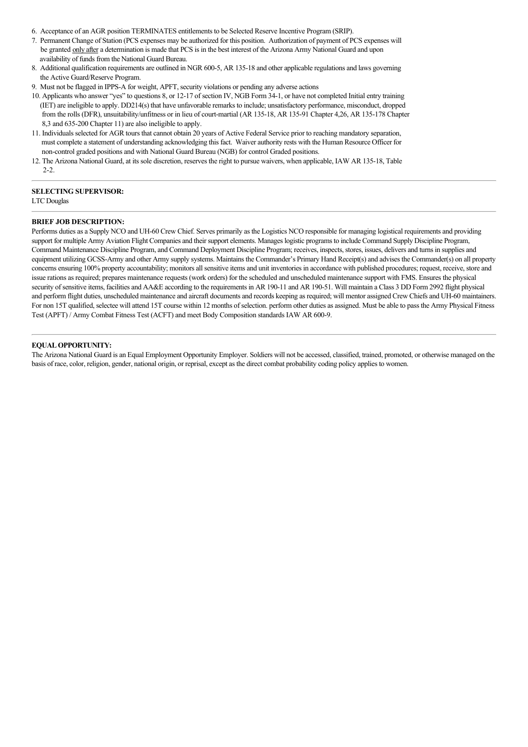6. Acceptance of an AGR position TERMINATES entitlements to be Selected Reserve Incentive Program (SRIP).
7. Permanent Change of Station (PCS expenses may be authorized for this position. Authorization of payment of PCS expenses will be granted only after a determination is made that PCS is in the best interest of the Arizona Army National Guard and upon availability of funds from the National Guard Bureau.
8. Additional qualification requirements are outlined in NGR 600-5, AR 135-18 and other applicable regulations and laws governing the Active Guard/Reserve Program.
9. Must not be flagged in IPPS-A for weight, APFT, security violations or pending any adverse actions
10. Applicants who answer "yes" to questions 8, or 12-17 of section IV, NGB Form 34-1, or have not completed Initial entry training (IET) are ineligible to apply. DD214(s) that have unfavorable remarks to include; unsatisfactory performance, misconduct, dropped from the rolls (DFR), unsuitability/unfitness or in lieu of court-martial (AR 135-18, AR 135-91 Chapter 4,26, AR 135-178 Chapter 8,3 and 635-200 Chapter 11) are also ineligible to apply.
11. Individuals selected for AGR tours that cannot obtain 20 years of Active Federal Service prior to reaching mandatory separation, must complete a statement of understanding acknowledging this fact. Waiver authority rests with the Human Resource Officer for non-control graded positions and with National Guard Bureau (NGB) for control Graded positions.
12. The Arizona National Guard, at its sole discretion, reserves the right to pursue waivers, when applicable, IAW AR 135-18, Table 2-2.

---

**SELECTING SUPERVISOR:**

LTC Douglas

---

**BRIEF JOB DESCRIPTION:**

Performs duties as a Supply NCO and UH-60 Crew Chief. Serves primarily as the Logistics NCO responsible for managing logistical requirements and providing support for multiple Army Aviation Flight Companies and their support elements. Manages logistic programs to include Command Supply Discipline Program, Command Maintenance Discipline Program, and Command Deployment Discipline Program; receives, inspects, stores, issues, delivers and turns in supplies and equipment utilizing GCSS-Army and other Army supply systems. Maintains the Commander's Primary Hand Receipt(s) and advises the Commander(s) on all property concerns ensuring 100% property accountability; monitors all sensitive items and unit inventories in accordance with published procedures; request, receive, store and issue rations as required; prepares maintenance requests (work orders) for the scheduled and unscheduled maintenance support with FMS. Ensures the physical security of sensitive items, facilities and AA&E according to the requirements in AR 190-11 and AR 190-51. Will maintain a Class 3 DD Form 2992 flight physical and perform flight duties, unscheduled maintenance and aircraft documents and records keeping as required; will mentor assigned Crew Chiefs and UH-60 maintainers. For non 15T qualified, selectee will attend 15T course within 12 months of selection. perform other duties as assigned. Must be able to pass the Army Physical Fitness Test (APFT) / Army Combat Fitness Test (ACFT) and meet Body Composition standards IAW AR 600-9.

---

**EQUAL OPPORTUNITY:**

The Arizona National Guard is an Equal Employment Opportunity Employer. Soldiers will not be accessed, classified, trained, promoted, or otherwise managed on the basis of race, color, religion, gender, national origin, or reprisal, except as the direct combat probability coding policy applies to women.